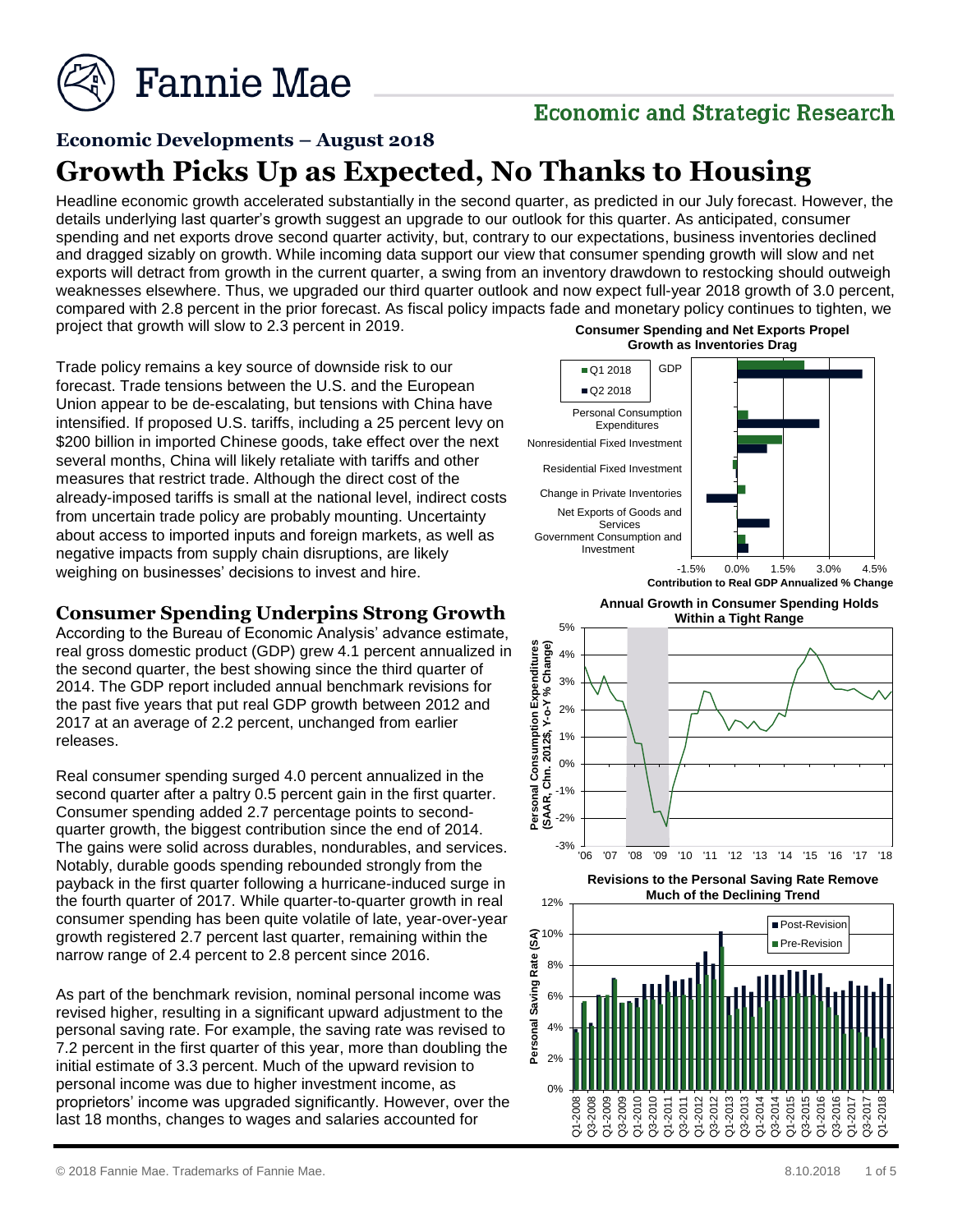# Economic Developments – August 2018

# Growth Picks Up as Expected, No Thanks to Housing

Headline economic growth accelerated substantially in the second quarter, as predicted in our July forecast. However, the details underlying last quarter's growth suggest an upgrade to our outlook for this quarter. As anticipated, consumer spending and net exports drove second quarter activity, but, contrary to our expectations, business inventories declined and dragged sizably on growth. While incoming data support our view that consumer spending growth will slow and net exports will detract from growth in the current quarter, a swing from an inventory drawdown to restocking should outweigh weaknesses elsewhere. Thus, we upgraded our third quarter outlook and now expect full-year 2018 growth of 3.0 percent, compared with 2.8 percent in the prior forecast. As fiscal policy impacts fade and monetary policy continues to tighten, we project that growth will slow to 2.3 percent in 2019.

Trade policy remains a key source of downside risk to our forecast. Trade tensions between the U.S. and the European Union appear to be de-escalating, but tensions with China have intensified. If proposed U.S. tariffs, including a 25 percent levy on $200 billion in imported Chinese goods, take effect over the next several months, China will likely retaliate with tariffs and other measures that restrict trade. Although the direct cost of the already-imposed tariffs is small at the national level, indirect costs from uncertain trade policy are probably mounting. Uncertainty about access to imported inputs and foreign markets, as well as negative impacts from supply chain disruptions, are likely weighing on businesses' decisions to invest and hire.

## Consumer Spending Underpins Strong Growth

According to the Bureau of Economic Analysis' advance estimate, real gross domestic product (GDP) grew 4.1 percent annualized in the second quarter, the best showing since the third quarter of 2014. The GDP report included annual benchmark revisions for the past five years that put real GDP growth between 2012 and 2017 at an average of 2.2 percent, unchanged from earlier releases.

Real consumer spending surged 4.0 percent annualized in the second quarter after a paltry 0.5 percent gain in the first quarter. Consumer spending added 2.7 percentage points to second-quarter growth, the biggest contribution since the end of 2014. The gains were solid across durables, nondurables, and services. Notably, durable goods spending rebounded strongly from the payback in the first quarter following a hurricane-induced surge in the fourth quarter of 2017. While quarter-to-quarter growth in real consumer spending has been quite volatile of late, year-over-year growth registered 2.7 percent last quarter, remaining within the narrow range of 2.4 percent to 2.8 percent since 2016.

As part of the benchmark revision, nominal personal income was revised higher, resulting in a significant upward adjustment to the personal saving rate. For example, the saving rate was revised to 7.2 percent in the first quarter of this year, more than doubling the initial estimate of 3.3 percent. Much of the upward revision to personal income was due to higher investment income, as proprietors' income was upgraded significantly. However, over the last 18 months, changes to wages and salaries accounted for

**Consumer Spending and Net Exports Propel Growth as Inventories Drag**

Contribution to Real GDP Annualized % Change (Q1 2018, Q2 2018): GDP; Personal Consumption Expenditures; Nonresidential Fixed Investment; Residential Fixed Investment; Change in Private Inventories; Net Exports of Goods and Services; Government Consumption and Investment

**Annual Growth in Consumer Spending Holds Within a Tight Range**

Personal Consumption Expenditures (SAAR, Chn. 2012$, Y-o-Y % Change), '06–'18

**Revisions to the Personal Saving Rate Remove Much of the Declining Trend**

Personal Saving Rate (SA), Q1-2008 – Q1-2018; Post-Revision, Pre-Revision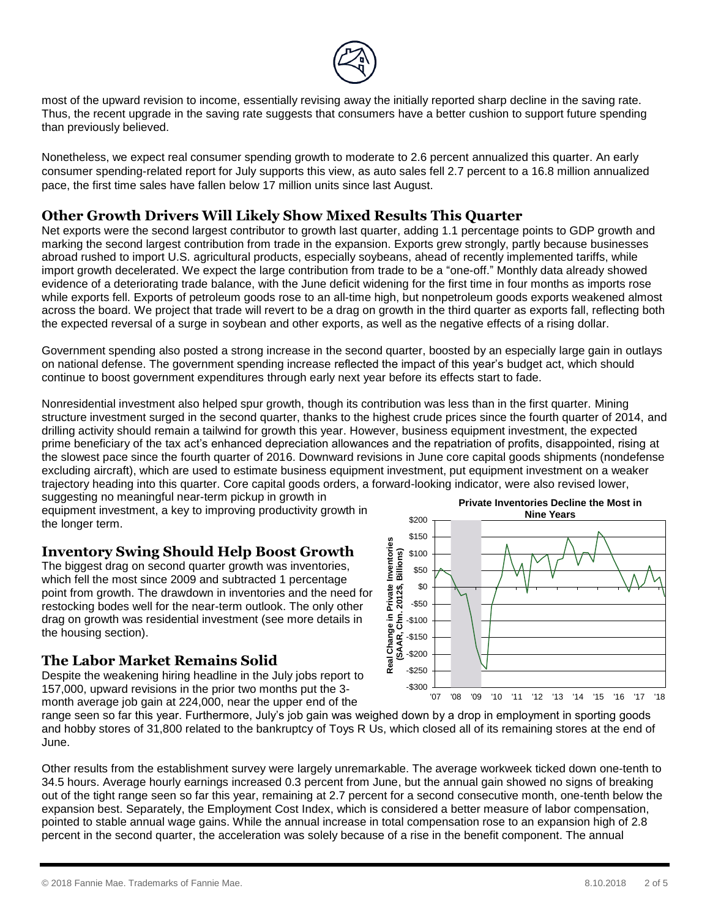most of the upward revision to income, essentially revising away the initially reported sharp decline in the saving rate. Thus, the recent upgrade in the saving rate suggests that consumers have a better cushion to support future spending than previously believed.

Nonetheless, we expect real consumer spending growth to moderate to 2.6 percent annualized this quarter. An early consumer spending-related report for July supports this view, as auto sales fell 2.7 percent to a 16.8 million annualized pace, the first time sales have fallen below 17 million units since last August.

## Other Growth Drivers Will Likely Show Mixed Results This Quarter

Net exports were the second largest contributor to growth last quarter, adding 1.1 percentage points to GDP growth and marking the second largest contribution from trade in the expansion. Exports grew strongly, partly because businesses abroad rushed to import U.S. agricultural products, especially soybeans, ahead of recently implemented tariffs, while import growth decelerated. We expect the large contribution from trade to be a "one-off." Monthly data already showed evidence of a deteriorating trade balance, with the June deficit widening for the first time in four months as imports rose while exports fell. Exports of petroleum goods rose to an all-time high, but nonpetroleum goods exports weakened almost across the board. We project that trade will revert to be a drag on growth in the third quarter as exports fall, reflecting both the expected reversal of a surge in soybean and other exports, as well as the negative effects of a rising dollar.

Government spending also posted a strong increase in the second quarter, boosted by an especially large gain in outlays on national defense. The government spending increase reflected the impact of this year's budget act, which should continue to boost government expenditures through early next year before its effects start to fade.

Nonresidential investment also helped spur growth, though its contribution was less than in the first quarter. Mining structure investment surged in the second quarter, thanks to the highest crude prices since the fourth quarter of 2014, and drilling activity should remain a tailwind for growth this year. However, business equipment investment, the expected prime beneficiary of the tax act's enhanced depreciation allowances and the repatriation of profits, disappointed, rising at the slowest pace since the fourth quarter of 2016. Downward revisions in June core capital goods shipments (nondefense excluding aircraft), which are used to estimate business equipment investment, put equipment investment on a weaker trajectory heading into this quarter. Core capital goods orders, a forward-looking indicator, were also revised lower, suggesting no meaningful near-term pickup in growth in equipment investment, a key to improving productivity growth in the longer term.

## Inventory Swing Should Help Boost Growth

The biggest drag on second quarter growth was inventories, which fell the most since 2009 and subtracted 1 percentage point from growth. The drawdown in inventories and the need for restocking bodes well for the near-term outlook. The only other drag on growth was residential investment (see more details in the housing section).

**Private Inventories Decline the Most in Nine Years**

## The Labor Market Remains Solid

Despite the weakening hiring headline in the July jobs report to 157,000, upward revisions in the prior two months put the 3-month average job gain at 224,000, near the upper end of the range seen so far this year. Furthermore, July's job gain was weighed down by a drop in employment in sporting goods and hobby stores of 31,800 related to the bankruptcy of Toys R Us, which closed all of its remaining stores at the end of June.

Other results from the establishment survey were largely unremarkable. The average workweek ticked down one-tenth to 34.5 hours. Average hourly earnings increased 0.3 percent from June, but the annual gain showed no signs of breaking out of the tight range seen so far this year, remaining at 2.7 percent for a second consecutive month, one-tenth below the expansion best. Separately, the Employment Cost Index, which is considered a better measure of labor compensation, pointed to stable annual wage gains. While the annual increase in total compensation rose to an expansion high of 2.8 percent in the second quarter, the acceleration was solely because of a rise in the benefit component. The annual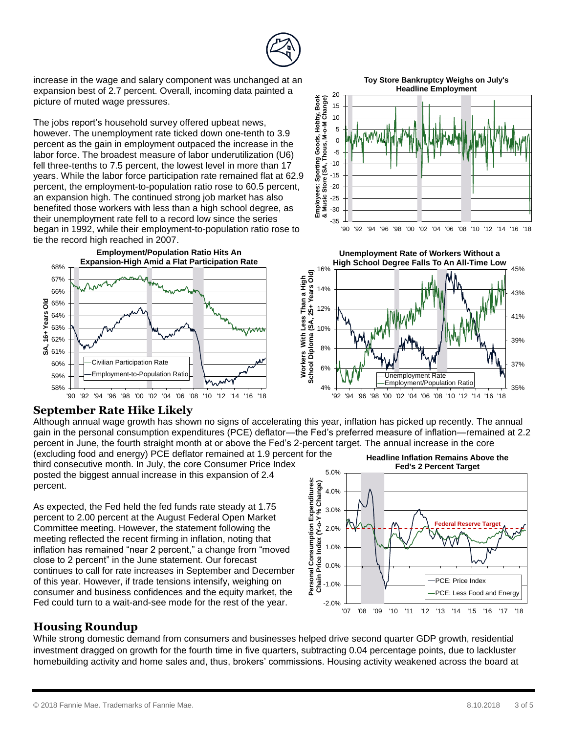increase in the wage and salary component was unchanged at an expansion best of 2.7 percent. Overall, incoming data painted a picture of muted wage pressures.

The jobs report's household survey offered upbeat news, however. The unemployment rate ticked down one-tenth to 3.9 percent as the gain in employment outpaced the increase in the labor force. The broadest measure of labor underutilization (U6) fell three-tenths to 7.5 percent, the lowest level in more than 17 years. While the labor force participation rate remained flat at 62.9 percent, the employment-to-population ratio rose to 60.5 percent, an expansion high. The continued strong job market has also benefited those workers with less than a high school degree, as their unemployment rate fell to a record low since the series began in 1992, while their employment-to-population ratio rose to tie the record high reached in 2007.

## September Rate Hike Likely

Although annual wage growth has shown no signs of accelerating this year, inflation has picked up recently. The annual gain in the personal consumption expenditures (PCE) deflator—the Fed's preferred measure of inflation—remained at 2.2 percent in June, the fourth straight month at or above the Fed's 2-percent target. The annual increase in the core (excluding food and energy) PCE deflator remained at 1.9 percent for the third consecutive month. In July, the core Consumer Price Index posted the biggest annual increase in this expansion of 2.4 percent.

As expected, the Fed held the fed funds rate steady at 1.75 percent to 2.00 percent at the August Federal Open Market Committee meeting. However, the statement following the meeting reflected the recent firming in inflation, noting that inflation has remained "near 2 percent," a change from "moved close to 2 percent" in the June statement. Our forecast continues to call for rate increases in September and December of this year. However, if trade tensions intensify, weighing on consumer and business confidences and the equity market, the Fed could turn to a wait-and-see mode for the rest of the year.

## Housing Roundup

While strong domestic demand from consumers and businesses helped drive second quarter GDP growth, residential investment dragged on growth for the fourth time in five quarters, subtracting 0.04 percentage points, due to lackluster homebuilding activity and home sales and, thus, brokers' commissions. Housing activity weakened across the board at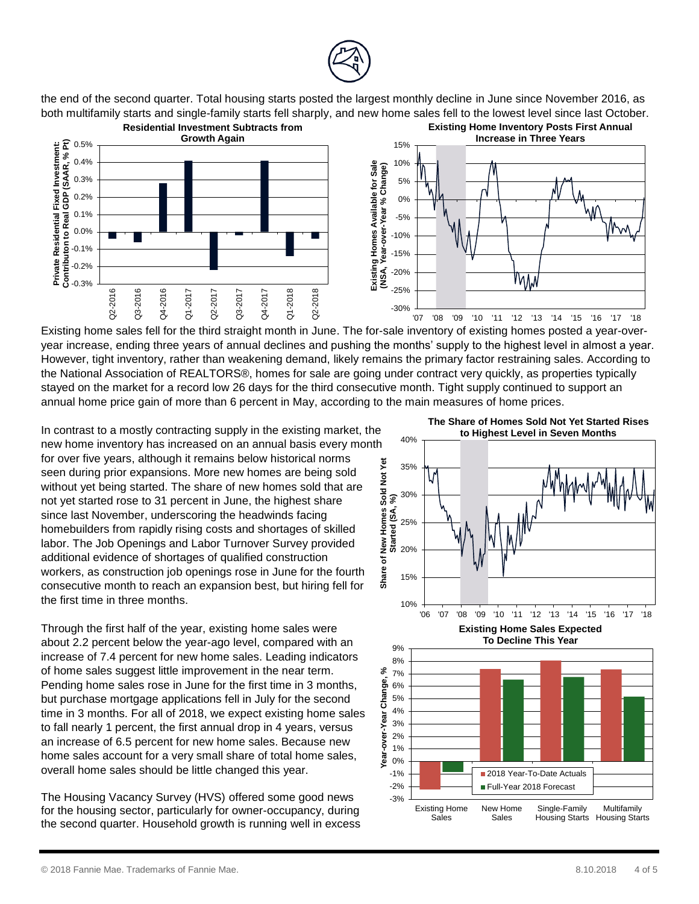the end of the second quarter. Total housing starts posted the largest monthly decline in June since November 2016, as both multifamily starts and single-family starts fell sharply, and new home sales fell to the lowest level since last October.

**Residential Investment Subtracts from Growth Again**

**Existing Home Inventory Posts First Annual Increase in Three Years**

Existing home sales fell for the third straight month in June. The for-sale inventory of existing homes posted a year-over-year increase, ending three years of annual declines and pushing the months' supply to the highest level in almost a year. However, tight inventory, rather than weakening demand, likely remains the primary factor restraining sales. According to the National Association of REALTORS®, homes for sale are going under contract very quickly, as properties typically stayed on the market for a record low 26 days for the third consecutive month. Tight supply continued to support an annual home price gain of more than 6 percent in May, according to the main measures of home prices.

In contrast to a mostly contracting supply in the existing market, the new home inventory has increased on an annual basis every month for over five years, although it remains below historical norms seen during prior expansions. More new homes are being sold without yet being started. The share of new homes sold that are not yet started rose to 31 percent in June, the highest share since last November, underscoring the headwinds facing homebuilders from rapidly rising costs and shortages of skilled labor. The Job Openings and Labor Turnover Survey provided additional evidence of shortages of qualified construction workers, as construction job openings rose in June for the fourth consecutive month to reach an expansion best, but hiring fell for the first time in three months.

**The Share of Homes Sold Not Yet Started Rises to Highest Level in Seven Months**

Through the first half of the year, existing home sales were about 2.2 percent below the year-ago level, compared with an increase of 7.4 percent for new home sales. Leading indicators of home sales suggest little improvement in the near term. Pending home sales rose in June for the first time in 3 months, but purchase mortgage applications fell in July for the second time in 3 months. For all of 2018, we expect existing home sales to fall nearly 1 percent, the first annual drop in 4 years, versus an increase of 6.5 percent for new home sales. Because new home sales account for a very small share of total home sales, overall home sales should be little changed this year.

**Existing Home Sales Expected To Decline This Year**

The Housing Vacancy Survey (HVS) offered some good news for the housing sector, particularly for owner-occupancy, during the second quarter. Household growth is running well in excess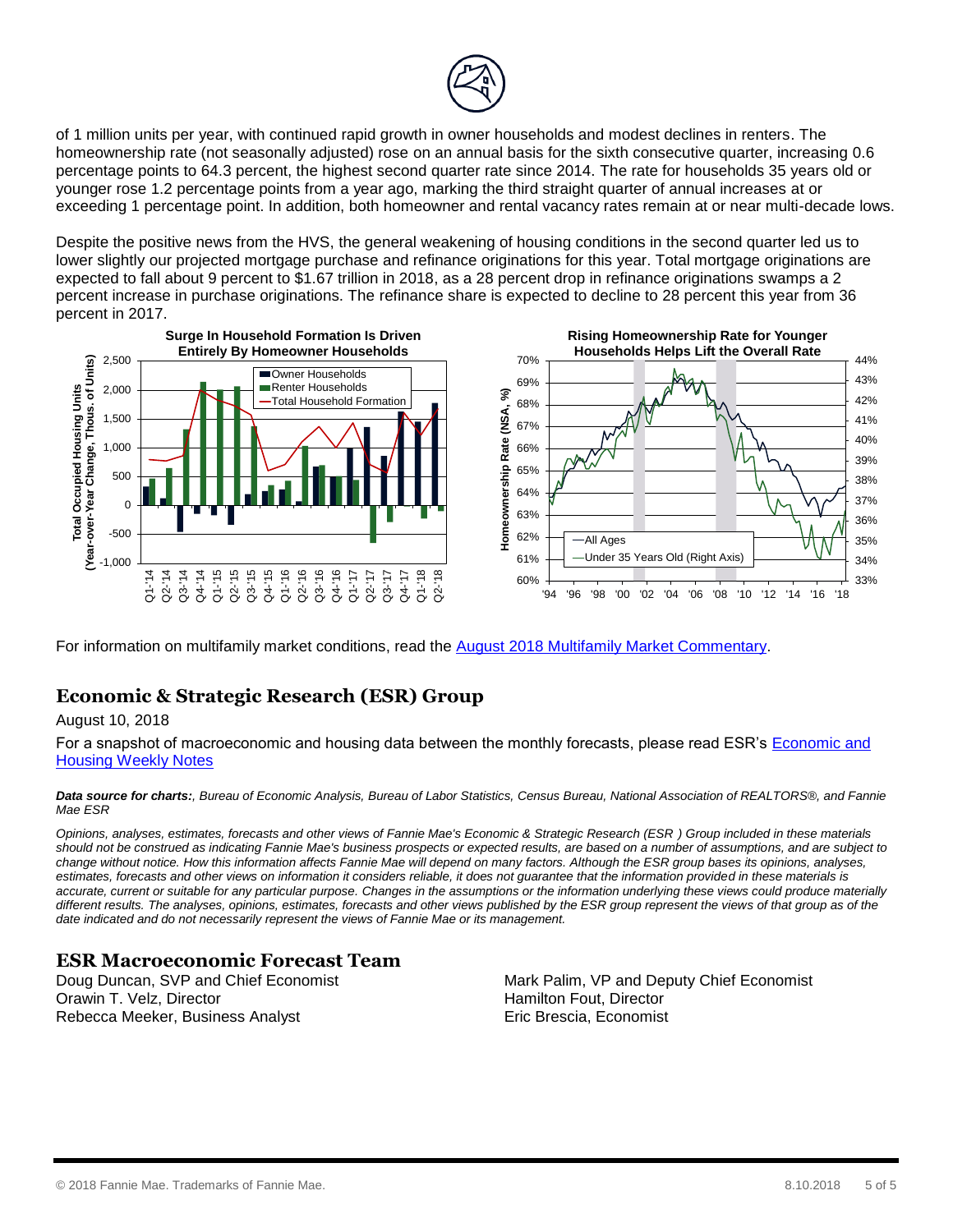of 1 million units per year, with continued rapid growth in owner households and modest declines in renters. The homeownership rate (not seasonally adjusted) rose on an annual basis for the sixth consecutive quarter, increasing 0.6 percentage points to 64.3 percent, the highest second quarter rate since 2014. The rate for households 35 years old or younger rose 1.2 percentage points from a year ago, marking the third straight quarter of annual increases at or exceeding 1 percentage point. In addition, both homeowner and rental vacancy rates remain at or near multi-decade lows.

Despite the positive news from the HVS, the general weakening of housing conditions in the second quarter led us to lower slightly our projected mortgage purchase and refinance originations for this year. Total mortgage originations are expected to fall about 9 percent to $1.67 trillion in 2018, as a 28 percent drop in refinance originations swamps a 2 percent increase in purchase originations. The refinance share is expected to decline to 28 percent this year from 36 percent in 2017.

**Surge In Household Formation Is Driven Entirely By Homeowner Households**

Total Occupied Housing Units (Year-over-Year Change, Thous. of Units)

2,500
2,000
1,500
1,000
500
0
-500
-1,000

Owner Households
Renter Households
Total Household Formation

Q1-'14 Q2-'14 Q3-'14 Q4-'14 Q1-'15 Q2-'15 Q3-'15 Q4-'15 Q1-'16 Q2-'16 Q3-'16 Q4-'16 Q1-'17 Q2-'17 Q3-'17 Q4-'17 Q1-'18 Q2-'18

**Rising Homeownership Rate for Younger Households Helps Lift the Overall Rate**

Homeownership Rate (NSA, %)

70%
69%
68%
67%
66%
65%
64%
63%
62%
61%
60%

44%
43%
42%
41%
40%
39%
38%
37%
36%
35%
34%
33%

All Ages
Under 35 Years Old (Right Axis)

'94 '96 '98 '00 '02 '04 '06 '08 '10 '12 '14 '16 '18

For information on multifamily market conditions, read the August 2018 Multifamily Market Commentary.

## Economic & Strategic Research (ESR) Group

August 10, 2018

For a snapshot of macroeconomic and housing data between the monthly forecasts, please read ESR's Economic and Housing Weekly Notes

***Data source for charts:**, Bureau of Economic Analysis, Bureau of Labor Statistics, Census Bureau, National Association of REALTORS®, and Fannie Mae ESR*

*Opinions, analyses, estimates, forecasts and other views of Fannie Mae's Economic & Strategic Research (ESR ) Group included in these materials should not be construed as indicating Fannie Mae's business prospects or expected results, are based on a number of assumptions, and are subject to change without notice. How this information affects Fannie Mae will depend on many factors. Although the ESR group bases its opinions, analyses, estimates, forecasts and other views on information it considers reliable, it does not guarantee that the information provided in these materials is accurate, current or suitable for any particular purpose. Changes in the assumptions or the information underlying these views could produce materially different results. The analyses, opinions, estimates, forecasts and other views published by the ESR group represent the views of that group as of the date indicated and do not necessarily represent the views of Fannie Mae or its management.*

## ESR Macroeconomic Forecast Team

Doug Duncan, SVP and Chief Economist
Orawin T. Velz, Director
Rebecca Meeker, Business Analyst

Mark Palim, VP and Deputy Chief Economist
Hamilton Fout, Director
Eric Brescia, Economist

© 2018 Fannie Mae. Trademarks of Fannie Mae.